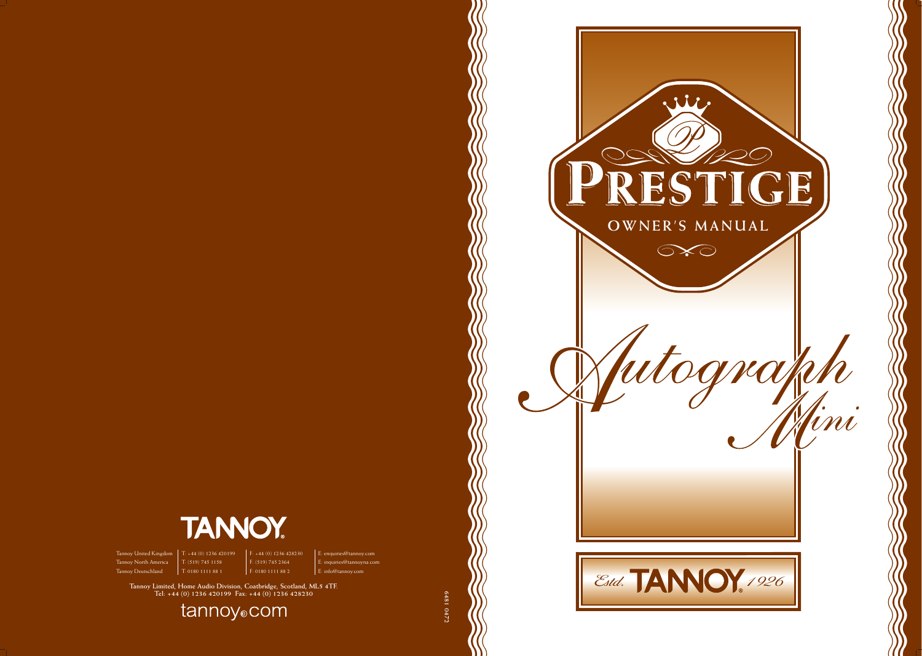# PRESTIGE

## OWNER'S MANUAL

# *Autograph Mini*

*Estd.* **TANNOY** *1926*

**TANNOY**

| | | | |
|---|---|---|---|
| Tannoy United Kingdom | T: +44 (0) 1236 420199 | F: +44 (0) 1236 428230 | E: enquiries@tannoy.com |
| Tannoy North America | T: (519) 745 1158 | F: (519) 745 2364 | E: inquiries@tannoyna.com |
| Tannoy Deutschland | T: 0180 1111 88 1 | F: 0180 1111 88 2 | E: info@tannoy.com |

**Tannoy Limited, Home Audio Division, Coatbridge, Scotland, ML5 4TF.**
**Tel: +44 (0) 1236 420199 Fax: +44 (0) 1236 428230**

tannoy.com

6481 0472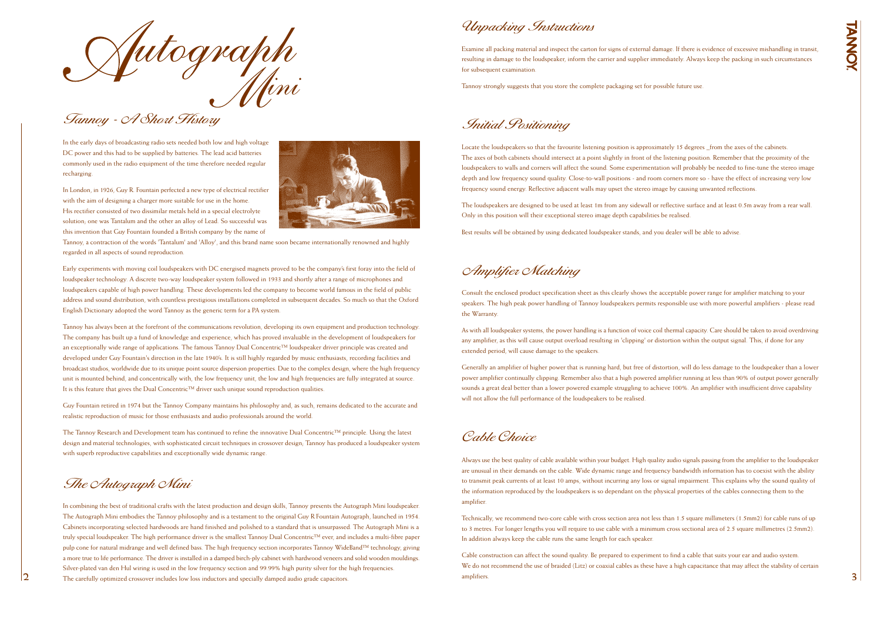# Autograph Mini

## Tannoy - A Short History

In the early days of broadcasting radio sets needed both low and high voltage DC power and this had to be supplied by batteries. The lead acid batteries commonly used in the radio equipment of the time therefore needed regular recharging.

In London, in 1926, Guy R. Fountain perfected a new type of electrical rectifier with the aim of designing a charger more suitable for use in the home. His rectifier consisted of two dissimilar metals held in a special electrolyte solution; one was Tantalum and the other an alloy of Lead. So successful was this invention that Guy Fountain founded a British company by the name of Tannoy, a contraction of the words 'Tantalum' and 'Alloy', and this brand name soon became internationally renowned and highly regarded in all aspects of sound reproduction.

Early experiments with moving coil loudspeakers with DC energised magnets proved to be the company's first foray into the field of loudspeaker technology. A discrete two-way loudspeaker system followed in 1933 and shortly after a range of microphones and loudspeakers capable of high power handling. These developments led the company to become world famous in the field of public address and sound distribution, with countless prestigious installations completed in subsequent decades. So much so that the Oxford English Dictionary adopted the word Tannoy as the generic term for a PA system.

Tannoy has always been at the forefront of the communications revolution, developing its own equipment and production technology. The company has built up a fund of knowledge and experience, which has proved invaluable in the development of loudspeakers for an exceptionally wide range of applications. The famous Tannoy Dual Concentric™ loudspeaker driver principle was created and developed under Guy Fountain's direction in the late 1940's. It is still highly regarded by music enthusiasts, recording facilities and broadcast studios, worldwide due to its unique point source dispersion properties. Due to the complex design, where the high frequency unit is mounted behind, and concentrically with, the low frequency unit, the low and high frequencies are fully integrated at source. It is this feature that gives the Dual Concentric™ driver such unique sound reproduction qualities.

Guy Fountain retired in 1974 but the Tannoy Company maintains his philosophy and, as such, remains dedicated to the accurate and realistic reproduction of music for those enthusiasts and audio professionals around the world.

The Tannoy Research and Development team has continued to refine the innovative Dual Concentric™ principle. Using the latest design and material technologies, with sophisticated circuit techniques in crossover design, Tannoy has produced a loudspeaker system with superb reproductive capabilities and exceptionally wide dynamic range.

## The Autograph Mini

In combining the best of traditional crafts with the latest production and design skills, Tannoy presents the Autograph Mini loudspeaker. The Autograph Mini embodies the Tannoy philosophy and is a testament to the original Guy R Fountain Autograph, launched in 1954. Cabinets incorporating selected hardwoods are hand finished and polished to a standard that is unsurpassed. The Autograph Mini is a truly special loudspeaker. The high performance driver is the smallest Tannoy Dual Concentric™ ever, and includes a multi-fibre paper pulp cone for natural midrange and well defined bass. The high frequency section incorporates Tannoy WideBand™ technology, giving a more true to life performance. The driver is installed in a damped birch-ply cabinet with hardwood veneers and solid wooden mouldings. Silver-plated van den Hul wiring is used in the low frequency section and 99.99% high purity silver for the high frequencies. The carefully optimized crossover includes low loss inductors and specially damped audio grade capacitors.

## Unpacking Instructions

Examine all packing material and inspect the carton for signs of external damage. If there is evidence of excessive mishandling in transit, resulting in damage to the loudspeaker, inform the carrier and supplier immediately. Always keep the packing in such circumstances for subsequent examination.

Tannoy strongly suggests that you store the complete packaging set for possible future use.

## Initial Positioning

Locate the loudspeakers so that the favourite listening position is approximately 15 degrees _from the axes of the cabinets. The axes of both cabinets should intersect at a point slightly in front of the listening position. Remember that the proximity of the loudspeakers to walls and corners will affect the sound. Some experimentation will probably be needed to fine-tune the stereo image depth and low frequency sound quality. Close-to-wall positions - and room corners more so - have the effect of increasing very low frequency sound energy. Reflective adjacent walls may upset the stereo image by causing unwanted reflections.

The loudspeakers are designed to be used at least 1m from any sidewall or reflective surface and at least 0.5m away from a rear wall. Only in this position will their exceptional stereo image depth capabilities be realised.

Best results will be obtained by using dedicated loudspeaker stands, and you dealer will be able to advise.

## Amplifier Matching

Consult the enclosed product specification sheet as this clearly shows the acceptable power range for amplifier matching to your speakers. The high peak power handling of Tannoy loudspeakers permits responsible use with more powerful amplifiers - please read the Warranty.

As with all loudspeaker systems, the power handling is a function of voice coil thermal capacity. Care should be taken to avoid overdriving any amplifier, as this will cause output overload resulting in 'clipping' or distortion within the output signal. This, if done for any extended period, will cause damage to the speakers.

Generally an amplifier of higher power that is running hard, but free of distortion, will do less damage to the loudspeaker than a lower power amplifier continually clipping. Remember also that a high powered amplifier running at less than 90% of output power generally sounds a great deal better than a lower powered example struggling to achieve 100%. An amplifier with insufficient drive capability will not allow the full performance of the loudspeakers to be realised.

## Cable Choice

Always use the best quality of cable available within your budget. High quality audio signals passing from the amplifier to the loudspeaker are unusual in their demands on the cable. Wide dynamic range and frequency bandwidth information has to coexist with the ability to transmit peak currents of at least 10 amps, without incurring any loss or signal impairment. This explains why the sound quality of the information reproduced by the loudspeakers is so dependant on the physical properties of the cables connecting them to the amplifier.

Technically, we recommend two-core cable with cross section area not less than 1.5 square millimeters (1.5mm2) for cable runs of up to 3 metres. For longer lengths you will require to use cable with a minimum cross sectional area of 2.5 square millimetres (2.5mm2). In addition always keep the cable runs the same length for each speaker.

Cable construction can affect the sound quality. Be prepared to experiment to find a cable that suits your ear and audio system. We do not recommend the use of braided (Litz) or coaxial cables as these have a high capacitance that may affect the stability of certain amplifiers.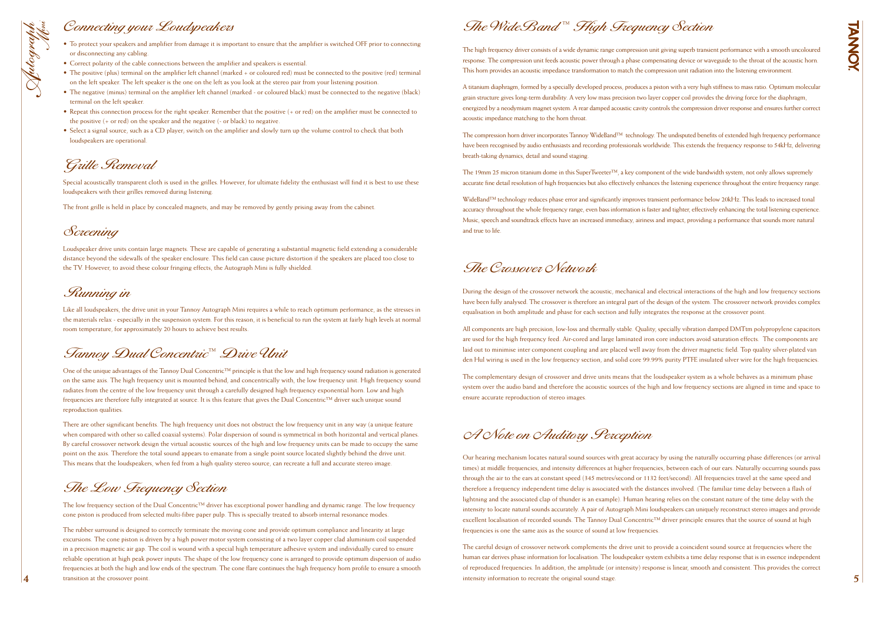## Connecting your Loudspeakers

- To protect your speakers and amplifier from damage it is important to ensure that the amplifier is switched OFF prior to connecting or disconnecting any cabling.
- Correct polarity of the cable connections between the amplifier and speakers is essential.
- The positive (plus) terminal on the amplifier left channel (marked + or coloured red) must be connected to the positive (red) terminal on the left speaker. The left speaker is the one on the left as you look at the stereo pair from your listening position.
- The negative (minus) terminal on the amplifier left channel (marked - or coloured black) must be connected to the negative (black) terminal on the left speaker.
- Repeat this connection process for the right speaker. Remember that the positive (+ or red) on the amplifier must be connected to the positive (+ or red) on the speaker and the negative (- or black) to negative.
- Select a signal source, such as a CD player, switch on the amplifier and slowly turn up the volume control to check that both loudspeakers are operational.

## Grille Removal

Special acoustically transparent cloth is used in the grilles. However, for ultimate fidelity the enthusiast will find it is best to use these loudspeakers with their grilles removed during listening.

The front grille is held in place by concealed magnets, and may be removed by gently prising away from the cabinet.

## Screening

Loudspeaker drive units contain large magnets. These are capable of generating a substantial magnetic field extending a considerable distance beyond the sidewalls of the speaker enclosure. This field can cause picture distortion if the speakers are placed too close to the TV. However, to avoid these colour fringing effects, the Autograph Mini is fully shielded.

## Running in

Like all loudspeakers, the drive unit in your Tannoy Autograph Mini requires a while to reach optimum performance, as the stresses in the materials relax - especially in the suspension system. For this reason, it is beneficial to run the system at fairly high levels at normal room temperature, for approximately 20 hours to achieve best results.

## Tannoy Dual Concentric™ Drive Unit

One of the unique advantages of the Tannoy Dual Concentric™ principle is that the low and high frequency sound radiation is generated on the same axis. The high frequency unit is mounted behind, and concentrically with, the low frequency unit. High frequency sound radiates from the centre of the low frequency unit through a carefully designed high frequency exponential horn. Low and high frequencies are therefore fully integrated at source. It is this feature that gives the Dual Concentric™ driver such unique sound reproduction qualities.

There are other significant benefits. The high frequency unit does not obstruct the low frequency unit in any way (a unique feature when compared with other so called coaxial systems). Polar dispersion of sound is symmetrical in both horizontal and vertical planes. By careful crossover network design the virtual acoustic sources of the high and low frequency units can be made to occupy the same point on the axis. Therefore the total sound appears to emanate from a single point source located slightly behind the drive unit. This means that the loudspeakers, when fed from a high quality stereo source, can recreate a full and accurate stereo image.

## The Low Frequency Section

The low frequency section of the Dual Concentric™ driver has exceptional power handling and dynamic range. The low frequency cone piston is produced from selected multi-fibre paper pulp. This is specially treated to absorb internal resonance modes.

The rubber surround is designed to correctly terminate the moving cone and provide optimum compliance and linearity at large excursions. The cone piston is driven by a high power motor system consisting of a two layer copper clad aluminium coil suspended in a precision magnetic air gap. The coil is wound with a special high temperature adhesive system and individually cured to ensure reliable operation at high peak power inputs. The shape of the low frequency cone is arranged to provide optimum dispersion of audio frequencies at both the high and low ends of the spectrum. The cone flare continues the high frequency horn profile to ensure a smooth transition at the crossover point.

## The WideBand™ High Frequency Section

The high frequency driver consists of a wide dynamic range compression unit giving superb transient performance with a smooth uncoloured response. The compression unit feeds acoustic power through a phase compensating device or waveguide to the throat of the acoustic horn. This horn provides an acoustic impedance transformation to match the compression unit radiation into the listening environment.

A titanium diaphragm, formed by a specially developed process, produces a piston with a very high stiffness to mass ratio. Optimum molecular grain structure gives long-term durability. A very low mass precision two layer copper coil provides the driving force for the diaphragm, energized by a neodymium magnet system. A rear damped acoustic cavity controls the compression driver response and ensures further correct acoustic impedance matching to the horn throat.

The compression horn driver incorporates Tannoy WideBand™ technology. The undisputed benefits of extended high frequency performance have been recognised by audio enthusiasts and recording professionals worldwide. This extends the frequency response to 54kHz, delivering breath-taking dynamics, detail and sound staging.

The 19mm 25 micron titanium dome in this SuperTweeter™, a key component of the wide bandwidth system, not only allows supremely accurate fine detail resolution of high frequencies but also effectively enhances the listening experience throughout the entire frequency range.

WideBand™ technology reduces phase error and significantly improves transient performance below 20kHz. This leads to increased tonal accuracy throughout the whole frequency range, even bass information is faster and tighter, effectively enhancing the total listening experience. Music, speech and soundtrack effects have an increased immediacy, airiness and impact, providing a performance that sounds more natural and true to life.

## The Crossover Network

During the design of the crossover network the acoustic, mechanical and electrical interactions of the high and low frequency sections have been fully analysed. The crossover is therefore an integral part of the design of the system. The crossover network provides complex equalisation in both amplitude and phase for each section and fully integrates the response at the crossover point.

All components are high precision, low-loss and thermally stable. Quality, specially vibration damped DMTtm polypropylene capacitors are used for the high frequency feed. Air-cored and large laminated iron core inductors avoid saturation effects. The components are laid out to minimise inter component coupling and are placed well away from the driver magnetic field. Top quality silver-plated van den Hul wiring is used in the low frequency section, and solid core 99.99% purity PTFE insulated silver wire for the high frequencies.

The complementary design of crossover and drive units means that the loudspeaker system as a whole behaves as a minimum phase system over the audio band and therefore the acoustic sources of the high and low frequency sections are aligned in time and space to ensure accurate reproduction of stereo images.

## A Note on Auditory Perception

Our hearing mechanism locates natural sound sources with great accuracy by using the naturally occurring phase differences (or arrival times) at middle frequencies, and intensity differences at higher frequencies, between each of our ears. Naturally occurring sounds pass through the air to the ears at constant speed (345 metres/second or 1132 feet/second). All frequencies travel at the same speed and therefore a frequency independent time delay is associated with the distances involved. (The familiar time delay between a flash of lightning and the associated clap of thunder is an example). Human hearing relies on the constant nature of the time delay with the intensity to locate natural sounds accurately. A pair of Autograph Mini loudspeakers can uniquely reconstruct stereo images and provide excellent localisation of recorded sounds. The Tannoy Dual Concentric™ driver principle ensures that the source of sound at high frequencies is one the same axis as the source of sound at low frequencies.

The careful design of crossover network complements the drive unit to provide a coincident sound source at frequencies where the human ear derives phase information for localisation. The loudspeaker system exhibits a time delay response that is in essence independent of reproduced frequencies. In addition, the amplitude (or intensity) response is linear, smooth and consistent. This provides the correct intensity information to recreate the original sound stage.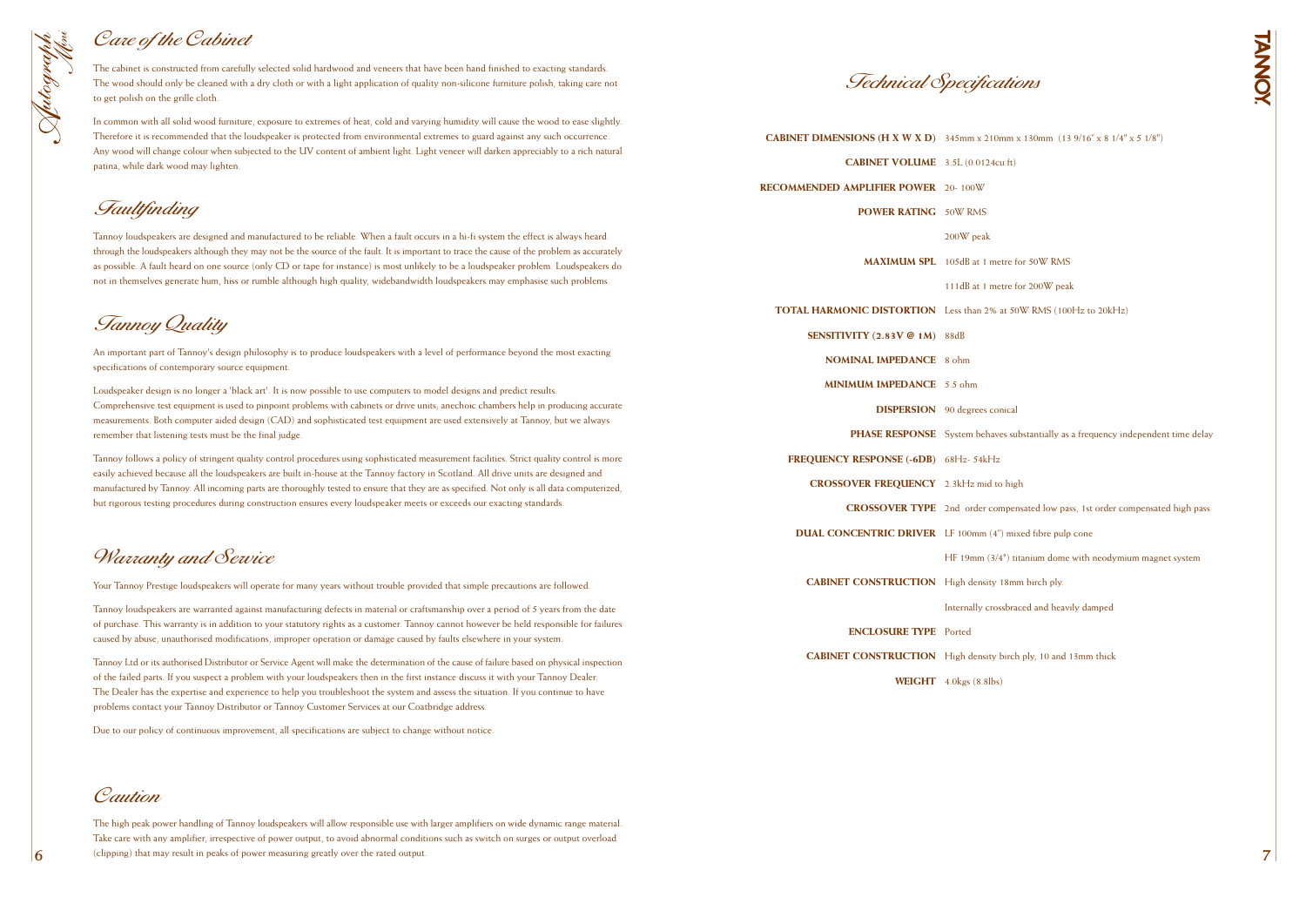## Care of the Cabinet

The cabinet is constructed from carefully selected solid hardwood and veneers that have been hand finished to exacting standards. The wood should only be cleaned with a dry cloth or with a light application of quality non-silicone furniture polish, taking care not to get polish on the grille cloth.

In common with all solid wood furniture, exposure to extremes of heat, cold and varying humidity will cause the wood to ease slightly. Therefore it is recommended that the loudspeaker is protected from environmental extremes to guard against any such occurrence. Any wood will change colour when subjected to the UV content of ambient light. Light veneer will darken appreciably to a rich natural patina, while dark wood may lighten.

## Faultfinding

Tannoy loudspeakers are designed and manufactured to be reliable. When a fault occurs in a hi-fi system the effect is always heard through the loudspeakers although they may not be the source of the fault. It is important to trace the cause of the problem as accurately as possible. A fault heard on one source (only CD or tape for instance) is most unlikely to be a loudspeaker problem. Loudspeakers do not in themselves generate hum, hiss or rumble although high quality, widebandwidth loudspeakers may emphasise such problems.

## Tannoy Quality

An important part of Tannoy's design philosophy is to produce loudspeakers with a level of performance beyond the most exacting specifications of contemporary source equipment.

Loudspeaker design is no longer a 'black art'. It is now possible to use computers to model designs and predict results. Comprehensive test equipment is used to pinpoint problems with cabinets or drive units; anechoic chambers help in producing accurate measurements. Both computer aided design (CAD) and sophisticated test equipment are used extensively at Tannoy, but we always remember that listening tests must be the final judge.

Tannoy follows a policy of stringent quality control procedures using sophisticated measurement facilities. Strict quality control is more easily achieved because all the loudspeakers are built in-house at the Tannoy factory in Scotland. All drive units are designed and manufactured by Tannoy. All incoming parts are thoroughly tested to ensure that they are as specified. Not only is all data computerized, but rigorous testing procedures during construction ensures every loudspeaker meets or exceeds our exacting standards.

## Warranty and Service

Your Tannoy Prestige loudspeakers will operate for many years without trouble provided that simple precautions are followed.

Tannoy loudspeakers are warranted against manufacturing defects in material or craftsmanship over a period of 5 years from the date of purchase. This warranty is in addition to your statutory rights as a customer. Tannoy cannot however be held responsible for failures caused by abuse, unauthorised modifications, improper operation or damage caused by faults elsewhere in your system.

Tannoy Ltd or its authorised Distributor or Service Agent will make the determination of the cause of failure based on physical inspection of the failed parts. If you suspect a problem with your loudspeakers then in the first instance discuss it with your Tannoy Dealer. The Dealer has the expertise and experience to help you troubleshoot the system and assess the situation. If you continue to have problems contact your Tannoy Distributor or Tannoy Customer Services at our Coatbridge address.

Due to our policy of continuous improvement, all specifications are subject to change without notice.

## Caution

The high peak power handling of Tannoy loudspeakers will allow responsible use with larger amplifiers on wide dynamic range material. Take care with any amplifier, irrespective of power output, to avoid abnormal conditions such as switch on surges or output overload (clipping) that may result in peaks of power measuring greatly over the rated output.

## Technical Specifications

| | |
|---|---|
| **CABINET DIMENSIONS (H X W X D)** | 345mm x 210mm x 130mm (13 9/16" x 8 1/4" x 5 1/8") |
| **CABINET VOLUME** | 3.5L (0.0124cu.ft) |
| **RECOMMENDED AMPLIFIER POWER** | 20- 100W |
| **POWER RATING** | 50W RMS |
| | 200W peak |
| **MAXIMUM SPL** | 105dB at 1 metre for 50W RMS |
| | 111dB at 1 metre for 200W peak |
| **TOTAL HARMONIC DISTORTION** | Less than 2% at 50W RMS (100Hz to 20kHz) |
| **SENSITIVITY (2.83V @ 1M)** | 88dB |
| **NOMINAL IMPEDANCE** | 8 ohm |
| **MINIMUM IMPEDANCE** | 5.5 ohm |
| **DISPERSION** | 90 degrees conical |
| **PHASE RESPONSE** | System behaves substantially as a frequency independent time delay |
| **FREQUENCY RESPONSE (-6DB)** | 68Hz- 54kHz |
| **CROSSOVER FREQUENCY** | 2.3kHz mid to high |
| **CROSSOVER TYPE** | 2nd order compensated low pass, 1st order compensated high pass |
| **DUAL CONCENTRIC DRIVER** | LF 100mm (4") mixed fibre pulp cone |
| | HF 19mm (3/4") titanium dome with neodymium magnet system |
| **CABINET CONSTRUCTION** | High density 18mm birch ply. |
| | Internally crossbraced and heavily damped |
| **ENCLOSURE TYPE** | Ported |
| **CABINET CONSTRUCTION** | High density birch ply, 10 and 13mm thick |
| **WEIGHT** | 4.0kgs (8.8lbs) |